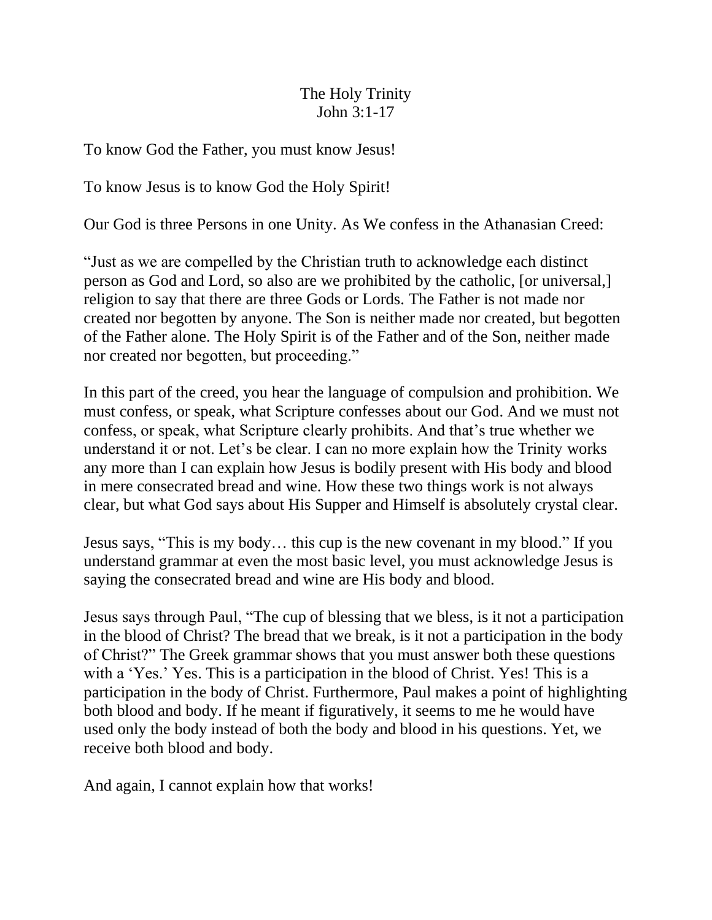# The Holy Trinity
## John 3:1-17

To know God the Father, you must know Jesus!

To know Jesus is to know God the Holy Spirit!

Our God is three Persons in one Unity. As We confess in the Athanasian Creed:

"Just as we are compelled by the Christian truth to acknowledge each distinct person as God and Lord, so also are we prohibited by the catholic, [or universal,] religion to say that there are three Gods or Lords. The Father is not made nor created nor begotten by anyone. The Son is neither made nor created, but begotten of the Father alone. The Holy Spirit is of the Father and of the Son, neither made nor created nor begotten, but proceeding."

In this part of the creed, you hear the language of compulsion and prohibition. We must confess, or speak, what Scripture confesses about our God. And we must not confess, or speak, what Scripture clearly prohibits. And that's true whether we understand it or not. Let's be clear. I can no more explain how the Trinity works any more than I can explain how Jesus is bodily present with His body and blood in mere consecrated bread and wine. How these two things work is not always clear, but what God says about His Supper and Himself is absolutely crystal clear.

Jesus says, "This is my body… this cup is the new covenant in my blood." If you understand grammar at even the most basic level, you must acknowledge Jesus is saying the consecrated bread and wine are His body and blood.

Jesus says through Paul, "The cup of blessing that we bless, is it not a participation in the blood of Christ? The bread that we break, is it not a participation in the body of Christ?" The Greek grammar shows that you must answer both these questions with a 'Yes.' Yes. This is a participation in the blood of Christ. Yes! This is a participation in the body of Christ. Furthermore, Paul makes a point of highlighting both blood and body. If he meant if figuratively, it seems to me he would have used only the body instead of both the body and blood in his questions. Yet, we receive both blood and body.

And again, I cannot explain how that works!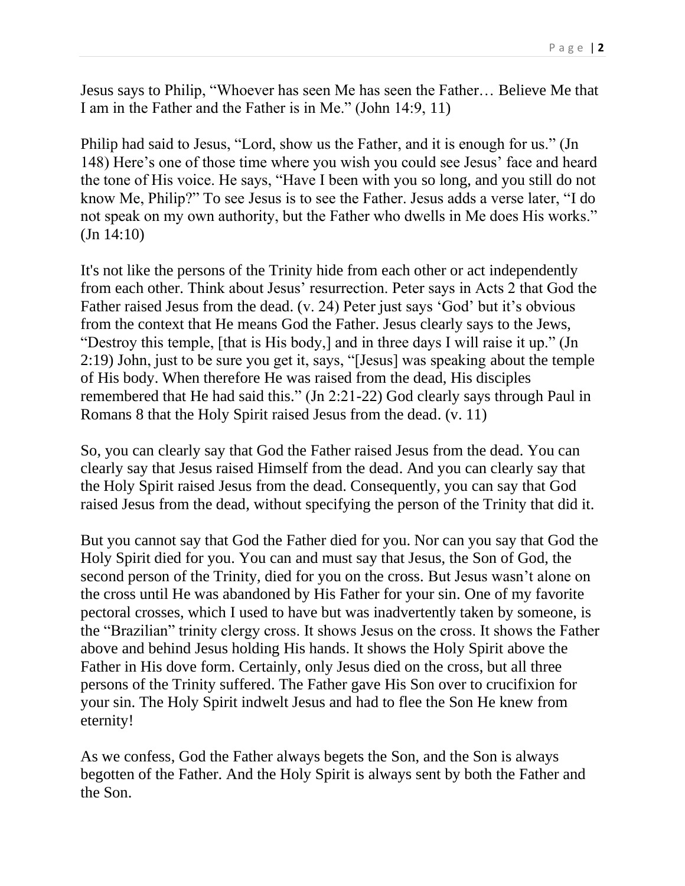Jesus says to Philip, "Whoever has seen Me has seen the Father… Believe Me that I am in the Father and the Father is in Me." (John 14:9, 11)

Philip had said to Jesus, "Lord, show us the Father, and it is enough for us." (Jn 148) Here's one of those time where you wish you could see Jesus' face and heard the tone of His voice. He says, "Have I been with you so long, and you still do not know Me, Philip?" To see Jesus is to see the Father. Jesus adds a verse later, "I do not speak on my own authority, but the Father who dwells in Me does His works." (Jn 14:10)

It's not like the persons of the Trinity hide from each other or act independently from each other. Think about Jesus' resurrection. Peter says in Acts 2 that God the Father raised Jesus from the dead. (v. 24) Peter just says 'God' but it's obvious from the context that He means God the Father. Jesus clearly says to the Jews, "Destroy this temple, [that is His body,] and in three days I will raise it up." (Jn 2:19) John, just to be sure you get it, says, "[Jesus] was speaking about the temple of His body. When therefore He was raised from the dead, His disciples remembered that He had said this." (Jn 2:21-22) God clearly says through Paul in Romans 8 that the Holy Spirit raised Jesus from the dead. (v. 11)

So, you can clearly say that God the Father raised Jesus from the dead. You can clearly say that Jesus raised Himself from the dead. And you can clearly say that the Holy Spirit raised Jesus from the dead. Consequently, you can say that God raised Jesus from the dead, without specifying the person of the Trinity that did it.

But you cannot say that God the Father died for you. Nor can you say that God the Holy Spirit died for you. You can and must say that Jesus, the Son of God, the second person of the Trinity, died for you on the cross. But Jesus wasn't alone on the cross until He was abandoned by His Father for your sin. One of my favorite pectoral crosses, which I used to have but was inadvertently taken by someone, is the "Brazilian" trinity clergy cross. It shows Jesus on the cross. It shows the Father above and behind Jesus holding His hands. It shows the Holy Spirit above the Father in His dove form. Certainly, only Jesus died on the cross, but all three persons of the Trinity suffered. The Father gave His Son over to crucifixion for your sin. The Holy Spirit indwelt Jesus and had to flee the Son He knew from eternity!

As we confess, God the Father always begets the Son, and the Son is always begotten of the Father. And the Holy Spirit is always sent by both the Father and the Son.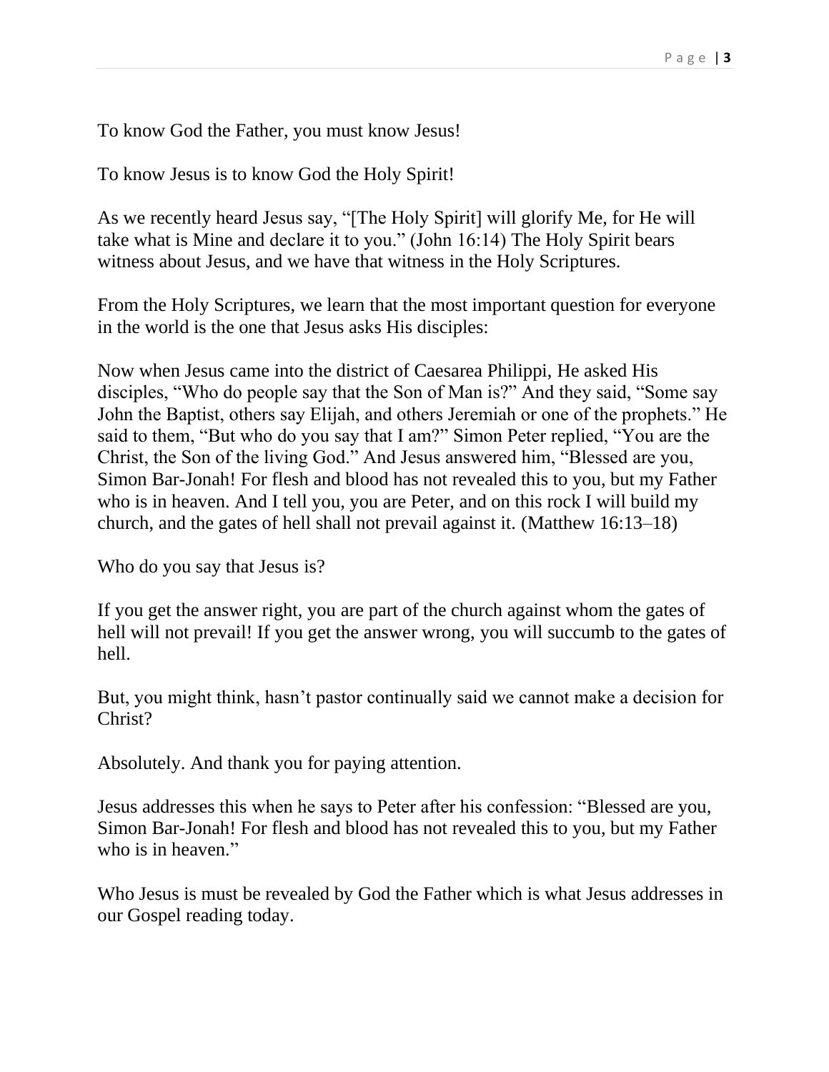To know God the Father, you must know Jesus!

To know Jesus is to know God the Holy Spirit!

As we recently heard Jesus say, "[The Holy Spirit] will glorify Me, for He will take what is Mine and declare it to you." (John 16:14) The Holy Spirit bears witness about Jesus, and we have that witness in the Holy Scriptures.

From the Holy Scriptures, we learn that the most important question for everyone in the world is the one that Jesus asks His disciples:

Now when Jesus came into the district of Caesarea Philippi, He asked His disciples, "Who do people say that the Son of Man is?" And they said, "Some say John the Baptist, others say Elijah, and others Jeremiah or one of the prophets." He said to them, "But who do you say that I am?" Simon Peter replied, "You are the Christ, the Son of the living God." And Jesus answered him, "Blessed are you, Simon Bar-Jonah! For flesh and blood has not revealed this to you, but my Father who is in heaven. And I tell you, you are Peter, and on this rock I will build my church, and the gates of hell shall not prevail against it. (Matthew 16:13–18)

Who do you say that Jesus is?

If you get the answer right, you are part of the church against whom the gates of hell will not prevail! If you get the answer wrong, you will succumb to the gates of hell.

But, you might think, hasn't pastor continually said we cannot make a decision for Christ?

Absolutely. And thank you for paying attention.

Jesus addresses this when he says to Peter after his confession: "Blessed are you, Simon Bar-Jonah! For flesh and blood has not revealed this to you, but my Father who is in heaven."

Who Jesus is must be revealed by God the Father which is what Jesus addresses in our Gospel reading today.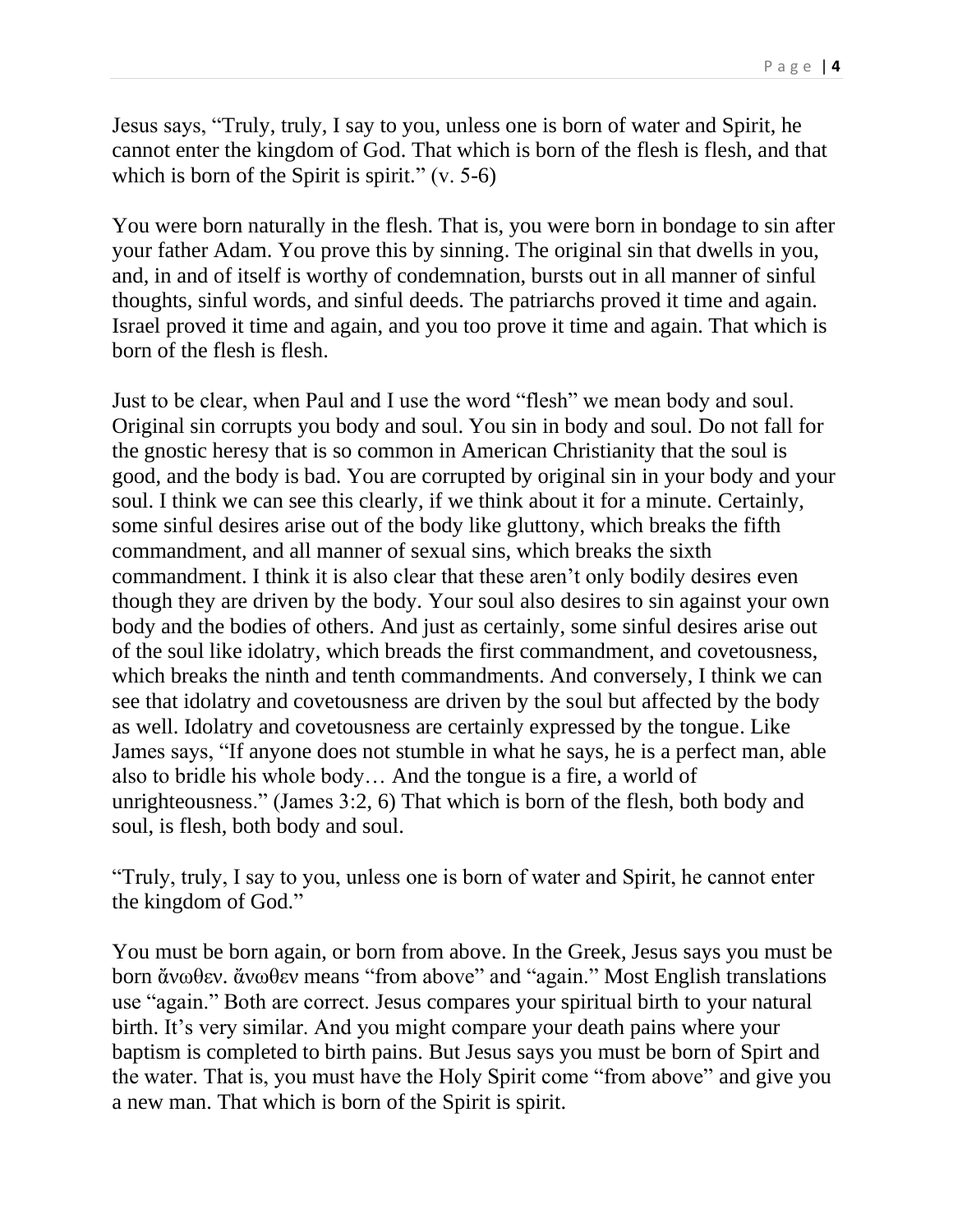Jesus says, “Truly, truly, I say to you, unless one is born of water and Spirit, he cannot enter the kingdom of God. That which is born of the flesh is flesh, and that which is born of the Spirit is spirit.” (v. 5-6)

You were born naturally in the flesh. That is, you were born in bondage to sin after your father Adam. You prove this by sinning. The original sin that dwells in you, and, in and of itself is worthy of condemnation, bursts out in all manner of sinful thoughts, sinful words, and sinful deeds. The patriarchs proved it time and again. Israel proved it time and again, and you too prove it time and again. That which is born of the flesh is flesh.

Just to be clear, when Paul and I use the word “flesh” we mean body and soul. Original sin corrupts you body and soul. You sin in body and soul. Do not fall for the gnostic heresy that is so common in American Christianity that the soul is good, and the body is bad. You are corrupted by original sin in your body and your soul. I think we can see this clearly, if we think about it for a minute. Certainly, some sinful desires arise out of the body like gluttony, which breaks the fifth commandment, and all manner of sexual sins, which breaks the sixth commandment. I think it is also clear that these aren’t only bodily desires even though they are driven by the body. Your soul also desires to sin against your own body and the bodies of others. And just as certainly, some sinful desires arise out of the soul like idolatry, which breads the first commandment, and covetousness, which breaks the ninth and tenth commandments. And conversely, I think we can see that idolatry and covetousness are driven by the soul but affected by the body as well. Idolatry and covetousness are certainly expressed by the tongue. Like James says, “If anyone does not stumble in what he says, he is a perfect man, able also to bridle his whole body… And the tongue is a fire, a world of unrighteousness.” (James 3:2, 6) That which is born of the flesh, both body and soul, is flesh, both body and soul.

“Truly, truly, I say to you, unless one is born of water and Spirit, he cannot enter the kingdom of God.”

You must be born again, or born from above. In the Greek, Jesus says you must be born ἄνωθεν. ἄνωθεν means “from above” and “again.” Most English translations use “again.” Both are correct. Jesus compares your spiritual birth to your natural birth. It’s very similar. And you might compare your death pains where your baptism is completed to birth pains. But Jesus says you must be born of Spirt and the water. That is, you must have the Holy Spirit come “from above” and give you a new man. That which is born of the Spirit is spirit.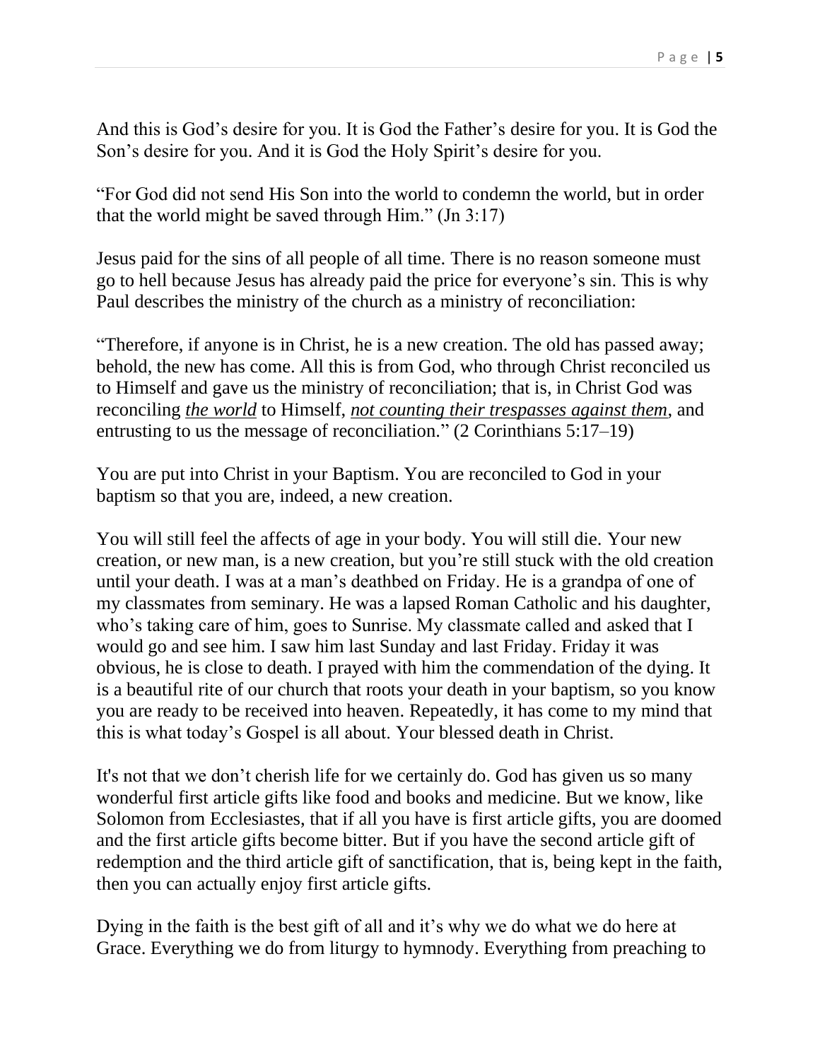And this is God's desire for you. It is God the Father's desire for you. It is God the Son's desire for you. And it is God the Holy Spirit's desire for you.

"For God did not send His Son into the world to condemn the world, but in order that the world might be saved through Him." (Jn 3:17)

Jesus paid for the sins of all people of all time. There is no reason someone must go to hell because Jesus has already paid the price for everyone's sin. This is why Paul describes the ministry of the church as a ministry of reconciliation:

"Therefore, if anyone is in Christ, he is a new creation. The old has passed away; behold, the new has come. All this is from God, who through Christ reconciled us to Himself and gave us the ministry of reconciliation; that is, in Christ God was reconciling <u>*the world*</u> to Himself, <u>*not counting their trespasses against them*</u>, and entrusting to us the message of reconciliation." (2 Corinthians 5:17–19)

You are put into Christ in your Baptism. You are reconciled to God in your baptism so that you are, indeed, a new creation.

You will still feel the affects of age in your body. You will still die. Your new creation, or new man, is a new creation, but you're still stuck with the old creation until your death. I was at a man's deathbed on Friday. He is a grandpa of one of my classmates from seminary. He was a lapsed Roman Catholic and his daughter, who's taking care of him, goes to Sunrise. My classmate called and asked that I would go and see him. I saw him last Sunday and last Friday. Friday it was obvious, he is close to death. I prayed with him the commendation of the dying. It is a beautiful rite of our church that roots your death in your baptism, so you know you are ready to be received into heaven. Repeatedly, it has come to my mind that this is what today's Gospel is all about. Your blessed death in Christ.

It's not that we don't cherish life for we certainly do. God has given us so many wonderful first article gifts like food and books and medicine. But we know, like Solomon from Ecclesiastes, that if all you have is first article gifts, you are doomed and the first article gifts become bitter. But if you have the second article gift of redemption and the third article gift of sanctification, that is, being kept in the faith, then you can actually enjoy first article gifts.

Dying in the faith is the best gift of all and it's why we do what we do here at Grace. Everything we do from liturgy to hymnody. Everything from preaching to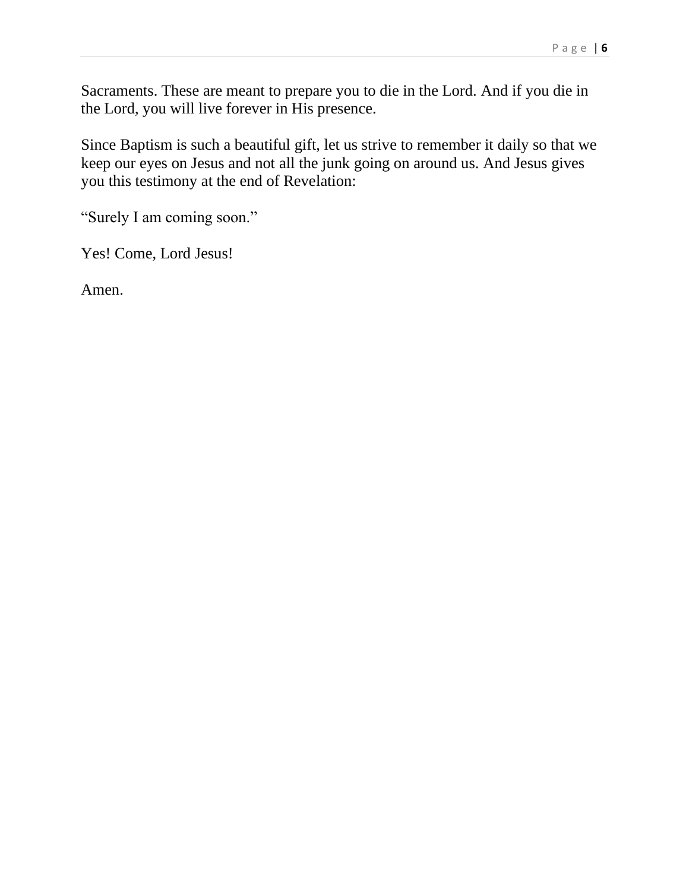Sacraments. These are meant to prepare you to die in the Lord. And if you die in the Lord, you will live forever in His presence.

Since Baptism is such a beautiful gift, let us strive to remember it daily so that we keep our eyes on Jesus and not all the junk going on around us. And Jesus gives you this testimony at the end of Revelation:

"Surely I am coming soon."

Yes! Come, Lord Jesus!

Amen.